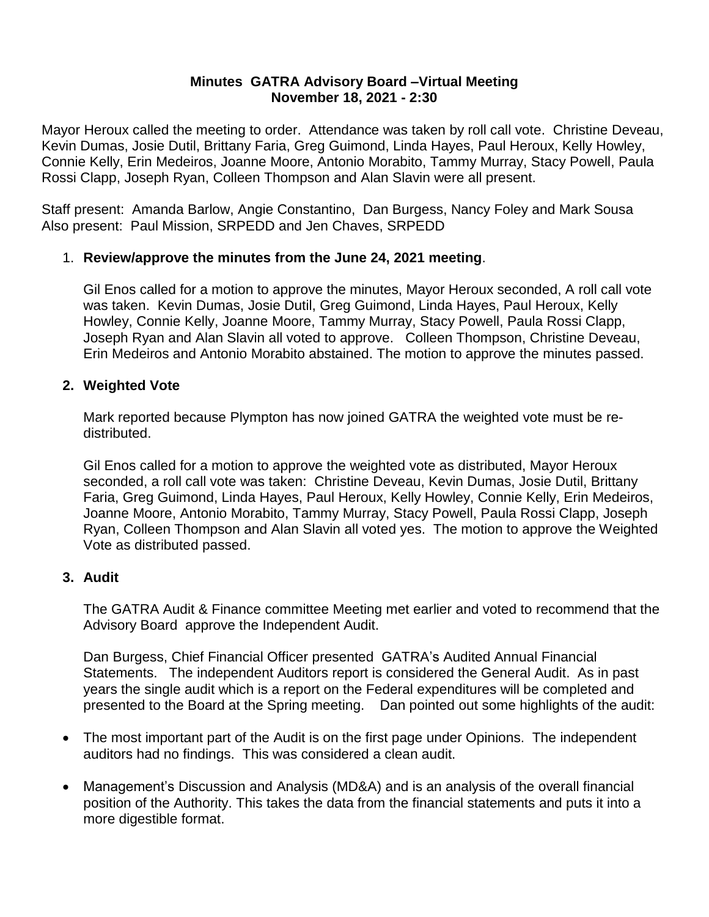# Minutes GATRA Advisory Board –Virtual Meeting
## November 18, 2021 - 2:30

Mayor Heroux called the meeting to order. Attendance was taken by roll call vote. Christine Deveau, Kevin Dumas, Josie Dutil, Brittany Faria, Greg Guimond, Linda Hayes, Paul Heroux, Kelly Howley, Connie Kelly, Erin Medeiros, Joanne Moore, Antonio Morabito, Tammy Murray, Stacy Powell, Paula Rossi Clapp, Joseph Ryan, Colleen Thompson and Alan Slavin were all present.

Staff present: Amanda Barlow, Angie Constantino, Dan Burgess, Nancy Foley and Mark Sousa
Also present: Paul Mission, SRPEDD and Jen Chaves, SRPEDD

1. **Review/approve the minutes from the June 24, 2021 meeting**.

   Gil Enos called for a motion to approve the minutes, Mayor Heroux seconded, A roll call vote was taken. Kevin Dumas, Josie Dutil, Greg Guimond, Linda Hayes, Paul Heroux, Kelly Howley, Connie Kelly, Joanne Moore, Tammy Murray, Stacy Powell, Paula Rossi Clapp, Joseph Ryan and Alan Slavin all voted to approve. Colleen Thompson, Christine Deveau, Erin Medeiros and Antonio Morabito abstained. The motion to approve the minutes passed.

2. **Weighted Vote**

   Mark reported because Plympton has now joined GATRA the weighted vote must be re-distributed.

   Gil Enos called for a motion to approve the weighted vote as distributed, Mayor Heroux seconded, a roll call vote was taken: Christine Deveau, Kevin Dumas, Josie Dutil, Brittany Faria, Greg Guimond, Linda Hayes, Paul Heroux, Kelly Howley, Connie Kelly, Erin Medeiros, Joanne Moore, Antonio Morabito, Tammy Murray, Stacy Powell, Paula Rossi Clapp, Joseph Ryan, Colleen Thompson and Alan Slavin all voted yes. The motion to approve the Weighted Vote as distributed passed.

3. **Audit**

   The GATRA Audit & Finance committee Meeting met earlier and voted to recommend that the Advisory Board approve the Independent Audit.

   Dan Burgess, Chief Financial Officer presented GATRA's Audited Annual Financial Statements. The independent Auditors report is considered the General Audit. As in past years the single audit which is a report on the Federal expenditures will be completed and presented to the Board at the Spring meeting. Dan pointed out some highlights of the audit:

- The most important part of the Audit is on the first page under Opinions. The independent auditors had no findings. This was considered a clean audit.
- Management's Discussion and Analysis (MD&A) and is an analysis of the overall financial position of the Authority. This takes the data from the financial statements and puts it into a more digestible format.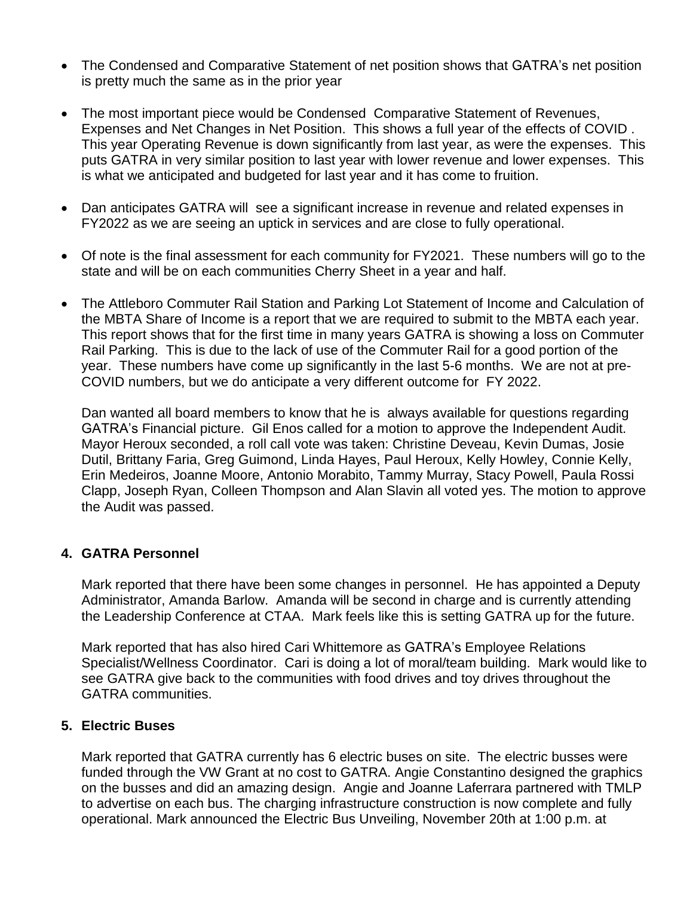- The Condensed and Comparative Statement of net position shows that GATRA's net position is pretty much the same as in the prior year

- The most important piece would be Condensed Comparative Statement of Revenues, Expenses and Net Changes in Net Position. This shows a full year of the effects of COVID . This year Operating Revenue is down significantly from last year, as were the expenses. This puts GATRA in very similar position to last year with lower revenue and lower expenses. This is what we anticipated and budgeted for last year and it has come to fruition.

- Dan anticipates GATRA will see a significant increase in revenue and related expenses in FY2022 as we are seeing an uptick in services and are close to fully operational.

- Of note is the final assessment for each community for FY2021. These numbers will go to the state and will be on each communities Cherry Sheet in a year and half.

- The Attleboro Commuter Rail Station and Parking Lot Statement of Income and Calculation of the MBTA Share of Income is a report that we are required to submit to the MBTA each year. This report shows that for the first time in many years GATRA is showing a loss on Commuter Rail Parking. This is due to the lack of use of the Commuter Rail for a good portion of the year. These numbers have come up significantly in the last 5-6 months. We are not at pre-COVID numbers, but we do anticipate a very different outcome for FY 2022.

  Dan wanted all board members to know that he is always available for questions regarding GATRA's Financial picture. Gil Enos called for a motion to approve the Independent Audit. Mayor Heroux seconded, a roll call vote was taken: Christine Deveau, Kevin Dumas, Josie Dutil, Brittany Faria, Greg Guimond, Linda Hayes, Paul Heroux, Kelly Howley, Connie Kelly, Erin Medeiros, Joanne Moore, Antonio Morabito, Tammy Murray, Stacy Powell, Paula Rossi Clapp, Joseph Ryan, Colleen Thompson and Alan Slavin all voted yes. The motion to approve the Audit was passed.

**4. GATRA Personnel**

Mark reported that there have been some changes in personnel. He has appointed a Deputy Administrator, Amanda Barlow. Amanda will be second in charge and is currently attending the Leadership Conference at CTAA. Mark feels like this is setting GATRA up for the future.

Mark reported that has also hired Cari Whittemore as GATRA's Employee Relations Specialist/Wellness Coordinator. Cari is doing a lot of moral/team building. Mark would like to see GATRA give back to the communities with food drives and toy drives throughout the GATRA communities.

**5. Electric Buses**

Mark reported that GATRA currently has 6 electric buses on site. The electric busses were funded through the VW Grant at no cost to GATRA. Angie Constantino designed the graphics on the busses and did an amazing design. Angie and Joanne Laferrara partnered with TMLP to advertise on each bus. The charging infrastructure construction is now complete and fully operational. Mark announced the Electric Bus Unveiling, November 20th at 1:00 p.m. at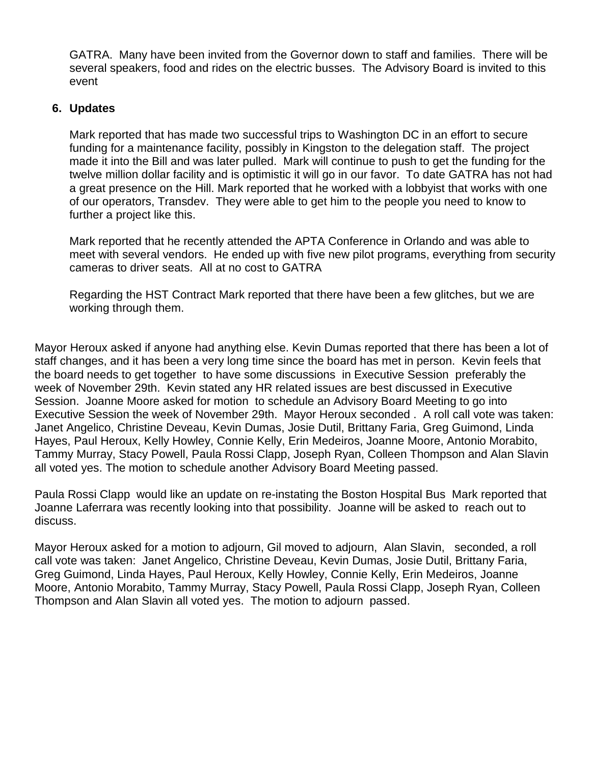GATRA. Many have been invited from the Governor down to staff and families. There will be several speakers, food and rides on the electric busses. The Advisory Board is invited to this event

**6. Updates**

Mark reported that has made two successful trips to Washington DC in an effort to secure funding for a maintenance facility, possibly in Kingston to the delegation staff. The project made it into the Bill and was later pulled. Mark will continue to push to get the funding for the twelve million dollar facility and is optimistic it will go in our favor. To date GATRA has not had a great presence on the Hill. Mark reported that he worked with a lobbyist that works with one of our operators, Transdev. They were able to get him to the people you need to know to further a project like this.

Mark reported that he recently attended the APTA Conference in Orlando and was able to meet with several vendors. He ended up with five new pilot programs, everything from security cameras to driver seats. All at no cost to GATRA

Regarding the HST Contract Mark reported that there have been a few glitches, but we are working through them.

Mayor Heroux asked if anyone had anything else. Kevin Dumas reported that there has been a lot of staff changes, and it has been a very long time since the board has met in person. Kevin feels that the board needs to get together to have some discussions in Executive Session preferably the week of November 29th. Kevin stated any HR related issues are best discussed in Executive Session. Joanne Moore asked for motion to schedule an Advisory Board Meeting to go into Executive Session the week of November 29th. Mayor Heroux seconded . A roll call vote was taken: Janet Angelico, Christine Deveau, Kevin Dumas, Josie Dutil, Brittany Faria, Greg Guimond, Linda Hayes, Paul Heroux, Kelly Howley, Connie Kelly, Erin Medeiros, Joanne Moore, Antonio Morabito, Tammy Murray, Stacy Powell, Paula Rossi Clapp, Joseph Ryan, Colleen Thompson and Alan Slavin all voted yes. The motion to schedule another Advisory Board Meeting passed.

Paula Rossi Clapp would like an update on re-instating the Boston Hospital Bus Mark reported that Joanne Laferrara was recently looking into that possibility. Joanne will be asked to reach out to discuss.

Mayor Heroux asked for a motion to adjourn, Gil moved to adjourn, Alan Slavin, seconded, a roll call vote was taken: Janet Angelico, Christine Deveau, Kevin Dumas, Josie Dutil, Brittany Faria, Greg Guimond, Linda Hayes, Paul Heroux, Kelly Howley, Connie Kelly, Erin Medeiros, Joanne Moore, Antonio Morabito, Tammy Murray, Stacy Powell, Paula Rossi Clapp, Joseph Ryan, Colleen Thompson and Alan Slavin all voted yes. The motion to adjourn passed.